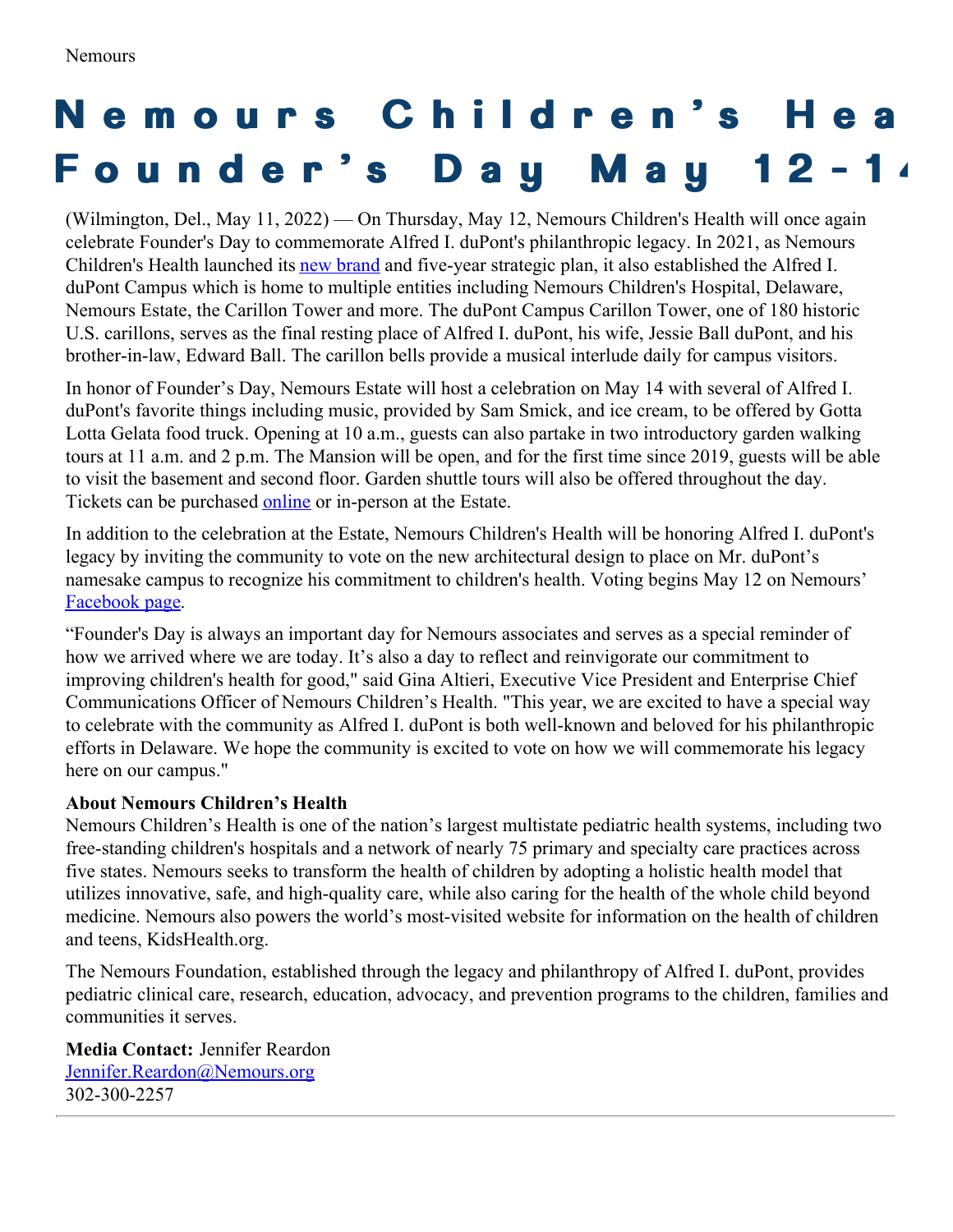Nemours

# Nemours Children's Hea Founder's Day May 12-1

(Wilmington, Del., May 11, 2022) — On Thursday, May 12, Nemours Children's Health will once again celebrate Founder's Day to commemorate Alfred I. duPont's philanthropic legacy. In 2021, as Nemours Children's Health launched its new brand and five-year strategic plan, it also established the Alfred I. duPont Campus which is home to multiple entities including Nemours Children's Hospital, Delaware, Nemours Estate, the Carillon Tower and more. The duPont Campus Carillon Tower, one of 180 historic U.S. carillons, serves as the final resting place of Alfred I. duPont, his wife, Jessie Ball duPont, and his brother-in-law, Edward Ball. The carillon bells provide a musical interlude daily for campus visitors.

In honor of Founder's Day, Nemours Estate will host a celebration on May 14 with several of Alfred I. duPont's favorite things including music, provided by Sam Smick, and ice cream, to be offered by Gotta Lotta Gelata food truck. Opening at 10 a.m., guests can also partake in two introductory garden walking tours at 11 a.m. and 2 p.m. The Mansion will be open, and for the first time since 2019, guests will be able to visit the basement and second floor. Garden shuttle tours will also be offered throughout the day. Tickets can be purchased online or in-person at the Estate.

In addition to the celebration at the Estate, Nemours Children's Health will be honoring Alfred I. duPont's legacy by inviting the community to vote on the new architectural design to place on Mr. duPont's namesake campus to recognize his commitment to children's health. Voting begins May 12 on Nemours' Facebook page.

"Founder's Day is always an important day for Nemours associates and serves as a special reminder of how we arrived where we are today. It's also a day to reflect and reinvigorate our commitment to improving children's health for good," said Gina Altieri, Executive Vice President and Enterprise Chief Communications Officer of Nemours Children's Health. "This year, we are excited to have a special way to celebrate with the community as Alfred I. duPont is both well-known and beloved for his philanthropic efforts in Delaware. We hope the community is excited to vote on how we will commemorate his legacy here on our campus."

**About Nemours Children's Health**
Nemours Children's Health is one of the nation's largest multistate pediatric health systems, including two free-standing children's hospitals and a network of nearly 75 primary and specialty care practices across five states. Nemours seeks to transform the health of children by adopting a holistic health model that utilizes innovative, safe, and high-quality care, while also caring for the health of the whole child beyond medicine. Nemours also powers the world's most-visited website for information on the health of children and teens, KidsHealth.org.

The Nemours Foundation, established through the legacy and philanthropy of Alfred I. duPont, provides pediatric clinical care, research, education, advocacy, and prevention programs to the children, families and communities it serves.

**Media Contact:** Jennifer Reardon
Jennifer.Reardon@Nemours.org
302-300-2257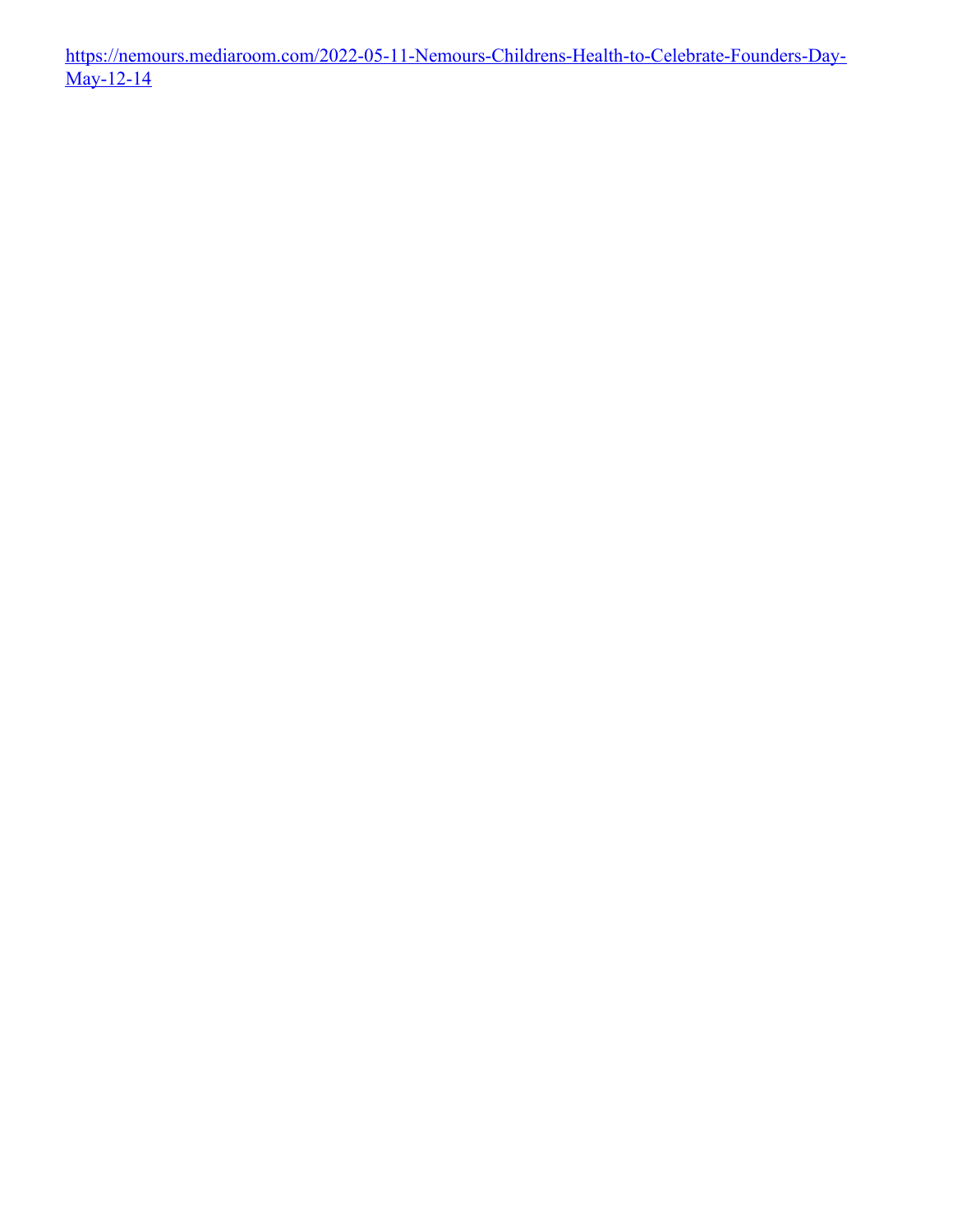https://nemours.mediaroom.com/2022-05-11-Nemours-Childrens-Health-to-Celebrate-Founders-Day-May-12-14